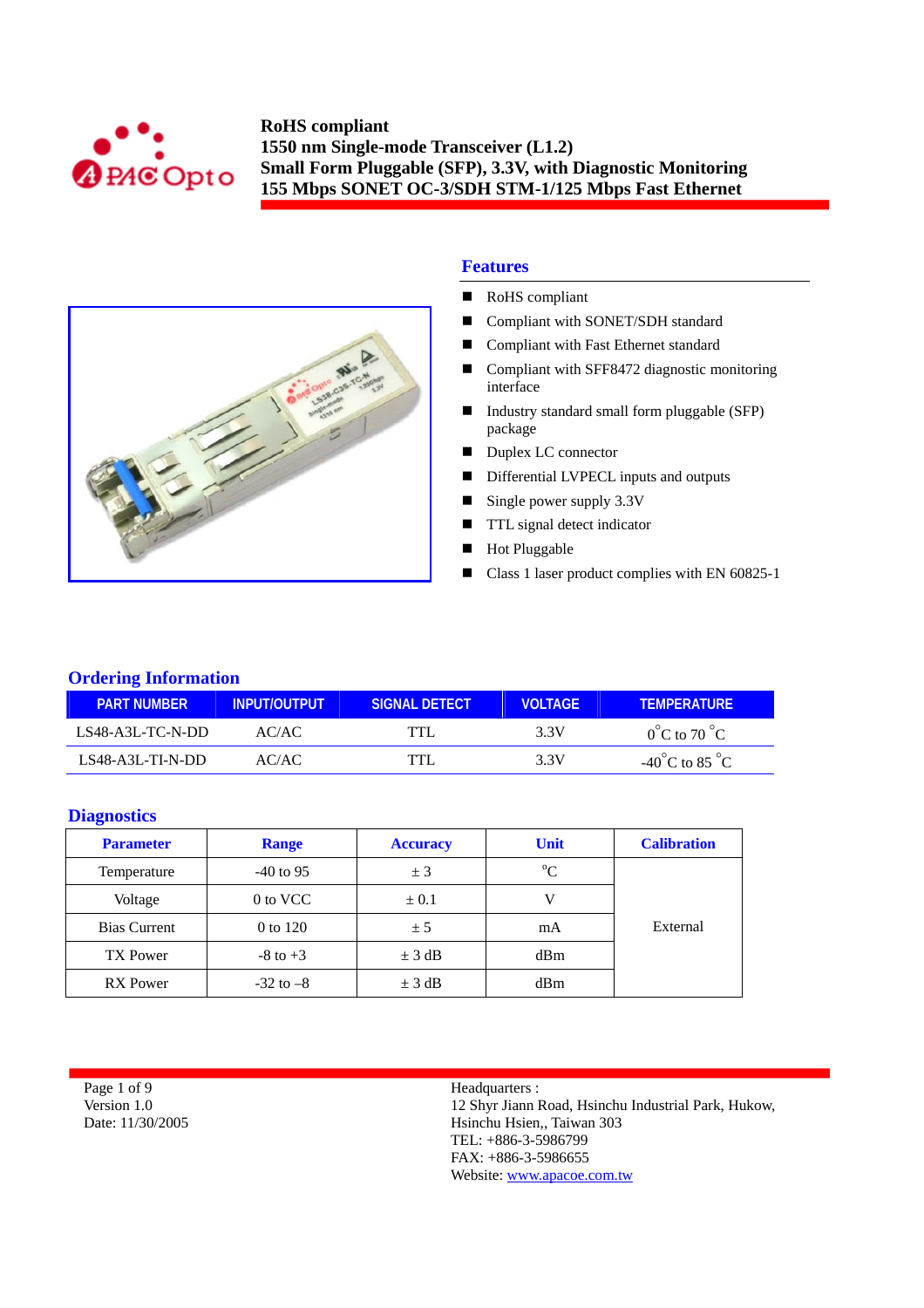# RoHS compliant
# 1550 nm Single-mode Transceiver (L1.2)
# Small Form Pluggable (SFP), 3.3V, with Diagnostic Monitoring
# 155 Mbps SONET OC-3/SDH STM-1/125 Mbps Fast Ethernet

## Features

- RoHS compliant
- Compliant with SONET/SDH standard
- Compliant with Fast Ethernet standard
- Compliant with SFF8472 diagnostic monitoring interface
- Industry standard small form pluggable (SFP) package
- Duplex LC connector
- Differential LVPECL inputs and outputs
- Single power supply 3.3V
- TTL signal detect indicator
- Hot Pluggable
- Class 1 laser product complies with EN 60825-1

## Ordering Information

| PART NUMBER | INPUT/OUTPUT | SIGNAL DETECT | VOLTAGE | TEMPERATURE |
|---|---|---|---|---|
| LS48-A3L-TC-N-DD | AC/AC | TTL | 3.3V | $0^{\circ}$C to 70 $^{\circ}$C |
| LS48-A3L-TI-N-DD | AC/AC | TTL | 3.3V | -40$^{\circ}$C to 85 $^{\circ}$C |

## Diagnostics

| Parameter | Range | Accuracy | Unit | Calibration |
|---|---|---|---|---|
| Temperature | -40 to 95 | ± 3 | $^{\circ}$C | External |
| Voltage | 0 to VCC | ± 0.1 | V | |
| Bias Current | 0 to 120 | ± 5 | mA | |
| TX Power | -8 to +3 | ± 3 dB | dBm | |
| RX Power | -32 to –8 | ± 3 dB | dBm | |

Version 1.0
Date: 11/30/2005

Headquarters :
12 Shyr Jiann Road, Hsinchu Industrial Park, Hukow,
Hsinchu Hsien,, Taiwan 303
TEL: +886-3-5986799
FAX: +886-3-5986655
Website: www.apacoe.com.tw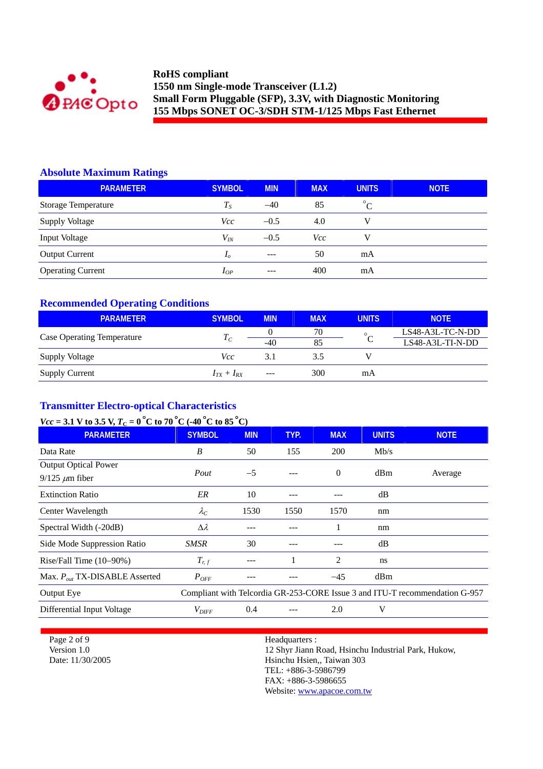RoHS compliant
1550 nm Single-mode Transceiver (L1.2)
Small Form Pluggable (SFP), 3.3V, with Diagnostic Monitoring
155 Mbps SONET OC-3/SDH STM-1/125 Mbps Fast Ethernet

## Absolute Maximum Ratings

| PARAMETER | SYMBOL | MIN | MAX | UNITS | NOTE |
|---|---|---|---|---|---|
| Storage Temperature | $T_S$ | –40 | 85 | °C | |
| Supply Voltage | *Vcc* | –0.5 | 4.0 | V | |
| Input Voltage | $V_{IN}$ | –0.5 | *Vcc* | V | |
| Output Current | $I_o$ | --- | 50 | mA | |
| Operating Current | $I_{OP}$ | --- | 400 | mA | |

## Recommended Operating Conditions

| PARAMETER | SYMBOL | MIN | MAX | UNITS | NOTE |
|---|---|---|---|---|---|
| Case Operating Temperature | $T_C$ | 0 | 70 | °C | LS48-A3L-TC-N-DD |
| | | -40 | 85 | | LS48-A3L-TI-N-DD |
| Supply Voltage | *Vcc* | 3.1 | 3.5 | V | |
| Supply Current | $I_{TX} + I_{RX}$ | --- | 300 | mA | |

## Transmitter Electro-optical Characteristics

***Vcc* = 3.1 V to 3.5 V, $T_C$ = 0 °C to 70 °C (-40 °C to 85 °C)**

| PARAMETER | SYMBOL | MIN | TYP. | MAX | UNITS | NOTE |
|---|---|---|---|---|---|---|
| Data Rate | *B* | 50 | 155 | 200 | Mb/s | |
| Output Optical Power 9/125 $\mu$m fiber | *Pout* | –5 | --- | 0 | dBm | Average |
| Extinction Ratio | *ER* | 10 | --- | --- | dB | |
| Center Wavelength | $\lambda_C$ | 1530 | 1550 | 1570 | nm | |
| Spectral Width (-20dB) | $\Delta\lambda$ | --- | --- | 1 | nm | |
| Side Mode Suppression Ratio | *SMSR* | 30 | --- | --- | dB | |
| Rise/Fall Time (10–90%) | $T_{r,f}$ | --- | 1 | 2 | ns | |
| Max. $P_{out}$ TX-DISABLE Asserted | $P_{OFF}$ | --- | --- | –45 | dBm | |
| Output Eye | Compliant with Telcordia GR-253-CORE Issue 3 and ITU-T recommendation G-957 | | | | | |
| Differential Input Voltage | $V_{DIFF}$ | 0.4 | --- | 2.0 | V | |

Version 1.0
Date: 11/30/2005

Headquarters :
12 Shyr Jiann Road, Hsinchu Industrial Park, Hukow,
Hsinchu Hsien,, Taiwan 303
TEL: +886-3-5986799
FAX: +886-3-5986655
Website: www.apacoe.com.tw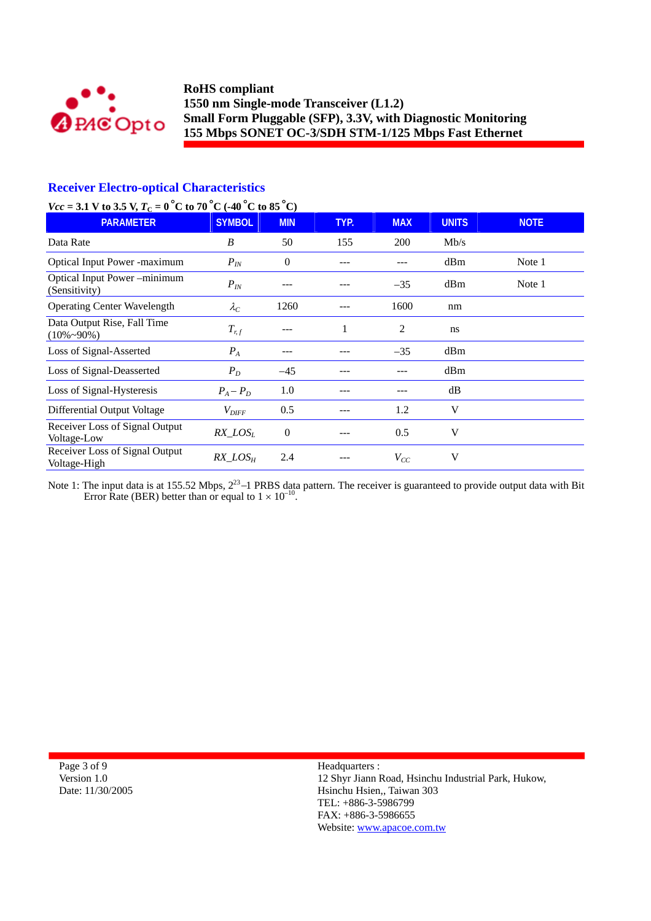## Receiver Electro-optical Characteristics

***Vcc* = 3.1 V to 3.5 V, $T_C$ = 0 °C to 70 °C (-40 °C to 85 °C)**

| PARAMETER | SYMBOL | MIN | TYP. | MAX | UNITS | NOTE |
|---|---|---|---|---|---|---|
| Data Rate | $B$ | 50 | 155 | 200 | Mb/s | |
| Optical Input Power -maximum | $P_{IN}$ | 0 | --- | --- | dBm | Note 1 |
| Optical Input Power –minimum (Sensitivity) | $P_{IN}$ | --- | --- | –35 | dBm | Note 1 |
| Operating Center Wavelength | $\lambda_C$ | 1260 | --- | 1600 | nm | |
| Data Output Rise, Fall Time (10%~90%) | $T_{r,f}$ | --- | 1 | 2 | ns | |
| Loss of Signal-Asserted | $P_A$ | --- | --- | –35 | dBm | |
| Loss of Signal-Deasserted | $P_D$ | –45 | --- | --- | dBm | |
| Loss of Signal-Hysteresis | $P_A - P_D$ | 1.0 | --- | --- | dB | |
| Differential Output Voltage | $V_{DIFF}$ | 0.5 | --- | 1.2 | V | |
| Receiver Loss of Signal Output Voltage-Low | $RX\_LOS_L$ | 0 | --- | 0.5 | V | |
| Receiver Loss of Signal Output Voltage-High | $RX\_LOS_H$ | 2.4 | --- | $V_{CC}$ | V | |

Note 1: The input data is at 155.52 Mbps, $2^{23}$–1 PRBS data pattern. The receiver is guaranteed to provide output data with Bit Error Rate (BER) better than or equal to $1 \times 10^{-10}$.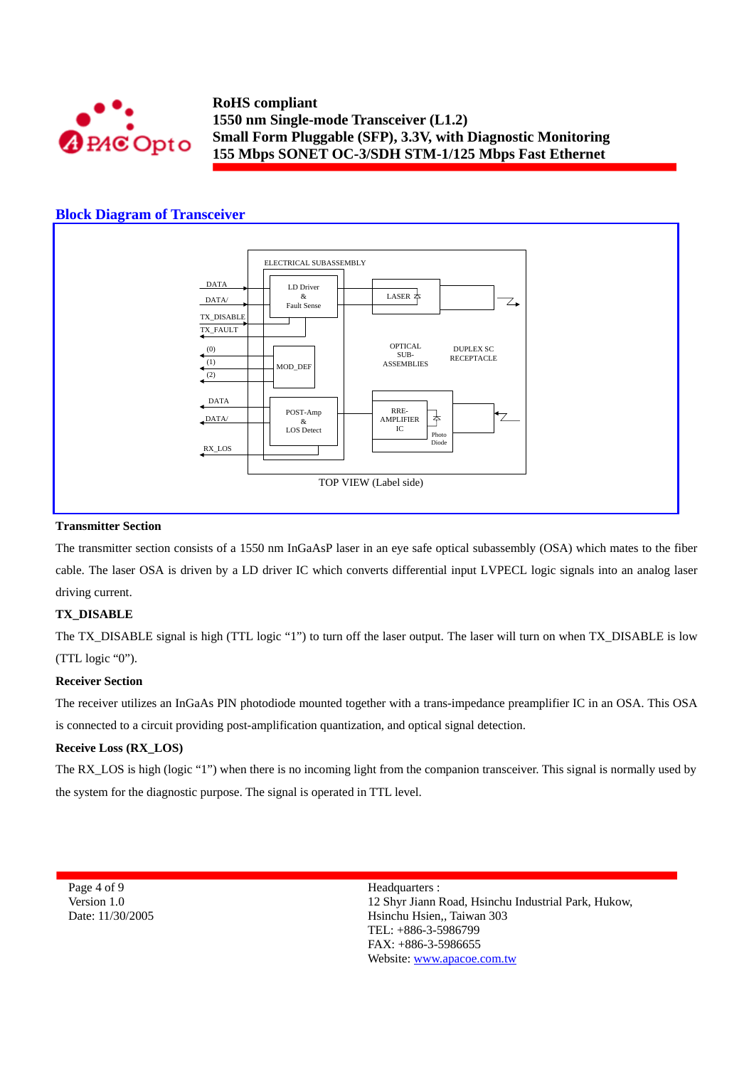## Block Diagram of Transceiver

ELECTRICAL SUBASSEMBLY

DATA
DATA/
TX_DISABLE
TX_FAULT
(0)
(1)
(2)
DATA
DATA/
RX_LOS

LD Driver & Fault Sense

LASER

MOD_DEF

OPTICAL SUB-ASSEMBLIES

DUPLEX SC RECEPTACLE

POST-Amp & LOS Detect

RRE-AMPLIFIER IC

Photo Diode

TOP VIEW (Label side)

**Transmitter Section**

The transmitter section consists of a 1550 nm InGaAsP laser in an eye safe optical subassembly (OSA) which mates to the fiber cable. The laser OSA is driven by a LD driver IC which converts differential input LVPECL logic signals into an analog laser driving current.

**TX_DISABLE**

The TX_DISABLE signal is high (TTL logic "1") to turn off the laser output. The laser will turn on when TX_DISABLE is low (TTL logic "0").

**Receiver Section**

The receiver utilizes an InGaAs PIN photodiode mounted together with a trans-impedance preamplifier IC in an OSA. This OSA is connected to a circuit providing post-amplification quantization, and optical signal detection.

**Receive Loss (RX_LOS)**

The RX_LOS is high (logic "1") when there is no incoming light from the companion transceiver. This signal is normally used by the system for the diagnostic purpose. The signal is operated in TTL level.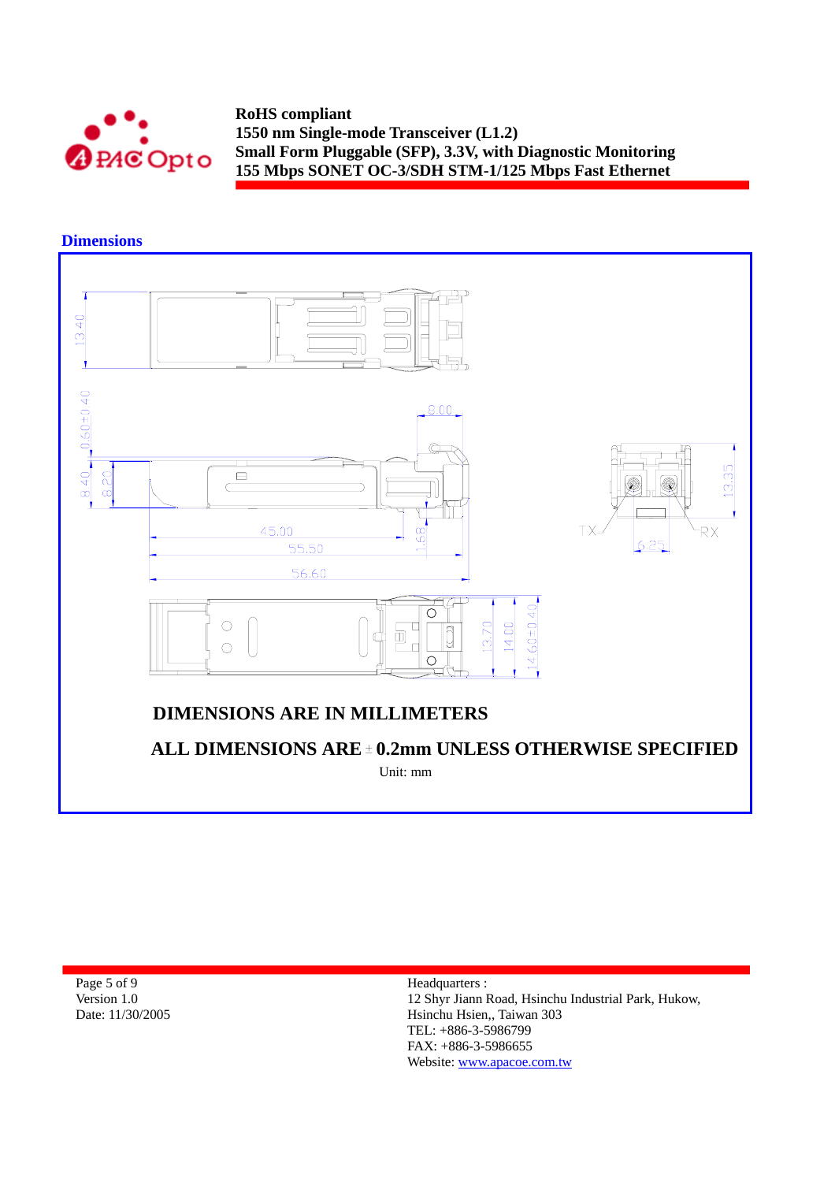## Dimensions

**DIMENSIONS ARE IN MILLIMETERS**

**ALL DIMENSIONS ARE ± 0.2mm UNLESS OTHERWISE SPECIFIED**

Unit: mm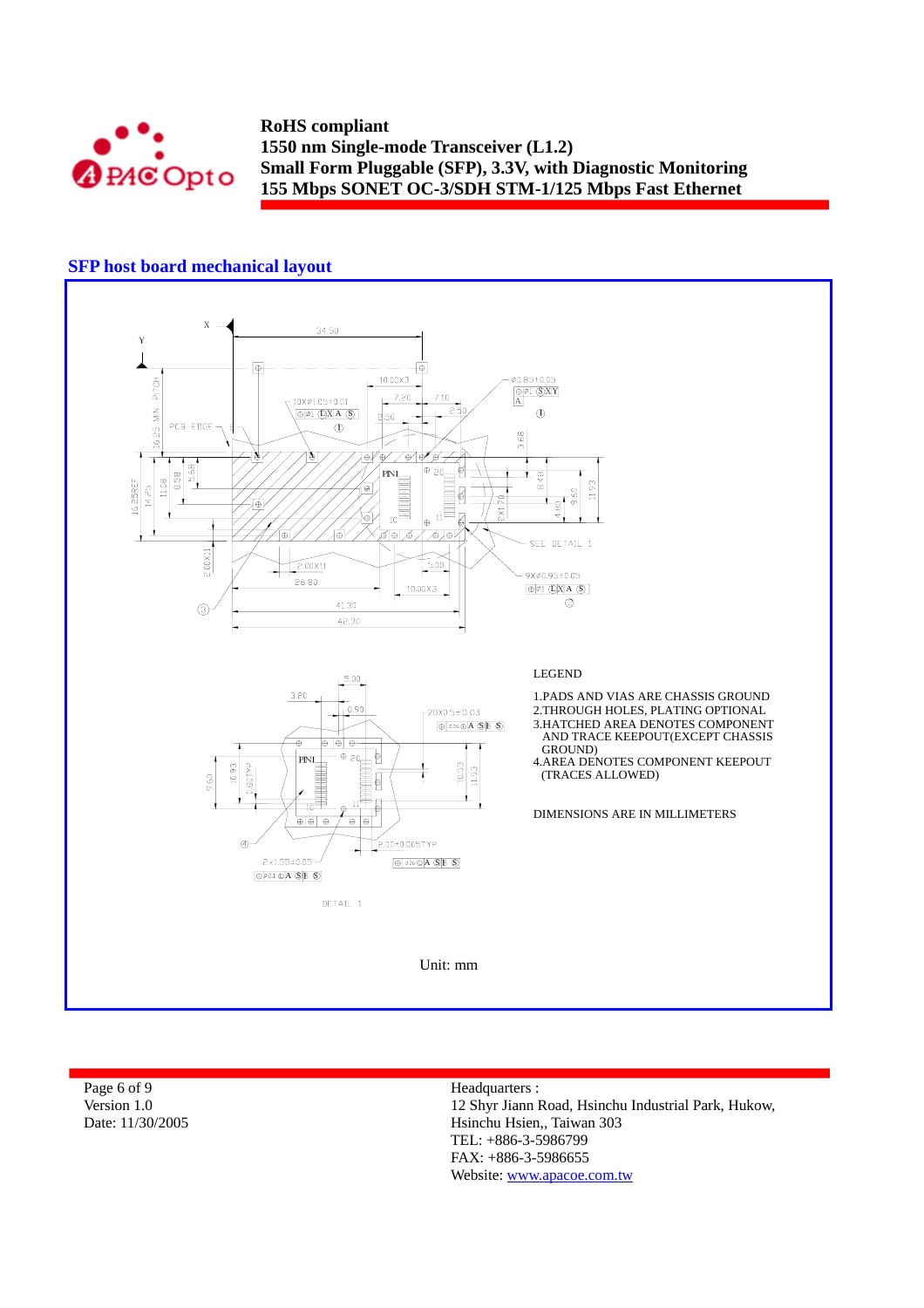## SFP host board mechanical layout

LEGEND

1. PADS AND VIAS ARE CHASSIS GROUND
2. THROUGH HOLES, PLATING OPTIONAL
3. HATCHED AREA DENOTES COMPONENT AND TRACE KEEPOUT(EXCEPT CHASSIS GROUND)
4. AREA DENOTES COMPONENT KEEPOUT (TRACES ALLOWED)

DIMENSIONS ARE IN MILLIMETERS

Unit: mm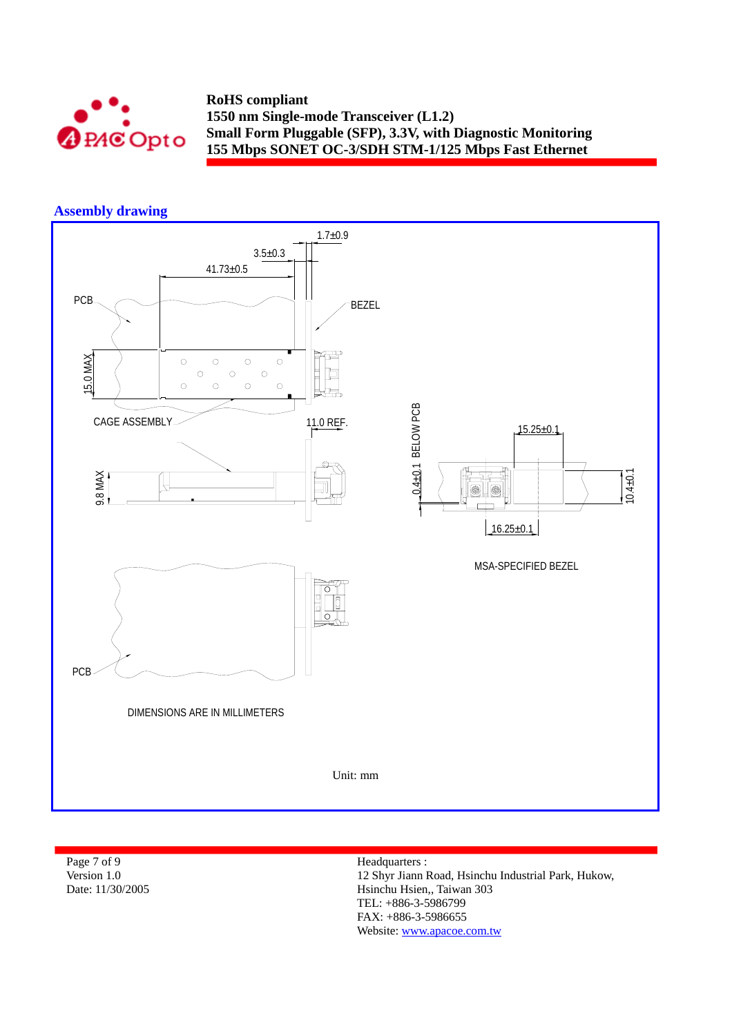## Assembly drawing

1.7±0.9

3.5±0.3

41.73±0.5

PCB

BEZEL

15.0 MAX

CAGE ASSEMBLY

11.0 REF.

0.4±0.1 BELOW PCB

15.25±0.1

9.8 MAX

10.4±0.1

16.25±0.1

MSA-SPECIFIED BEZEL

PCB

DIMENSIONS ARE IN MILLIMETERS

Unit: mm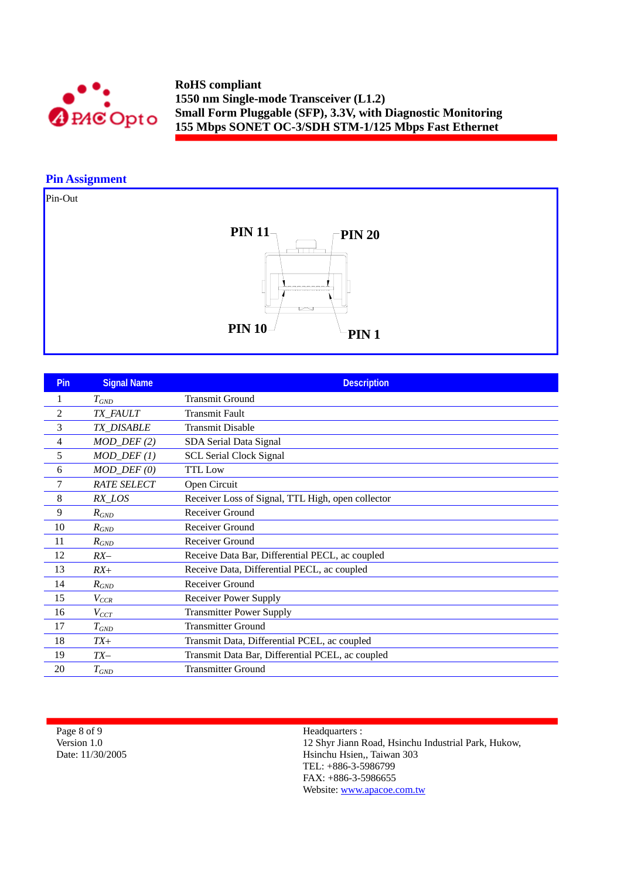## Pin Assignment

Pin-Out

PIN 11 PIN 20

PIN 10 PIN 1

| Pin | Signal Name | Description |
|---|---|---|
| 1 | $T_{GND}$ | Transmit Ground |
| 2 | *TX_FAULT* | Transmit Fault |
| 3 | *TX_DISABLE* | Transmit Disable |
| 4 | *MOD_DEF (2)* | SDA Serial Data Signal |
| 5 | *MOD_DEF (1)* | SCL Serial Clock Signal |
| 6 | *MOD_DEF (0)* | TTL Low |
| 7 | *RATE SELECT* | Open Circuit |
| 8 | *RX_LOS* | Receiver Loss of Signal, TTL High, open collector |
| 9 | $R_{GND}$ | Receiver Ground |
| 10 | $R_{GND}$ | Receiver Ground |
| 11 | $R_{GND}$ | Receiver Ground |
| 12 | *RX–* | Receive Data Bar, Differential PECL, ac coupled |
| 13 | *RX+* | Receive Data, Differential PECL, ac coupled |
| 14 | $R_{GND}$ | Receiver Ground |
| 15 | $V_{CCR}$ | Receiver Power Supply |
| 16 | $V_{CCT}$ | Transmitter Power Supply |
| 17 | $T_{GND}$ | Transmitter Ground |
| 18 | *TX+* | Transmit Data, Differential PCEL, ac coupled |
| 19 | *TX–* | Transmit Data Bar, Differential PCEL, ac coupled |
| 20 | $T_{GND}$ | Transmitter Ground |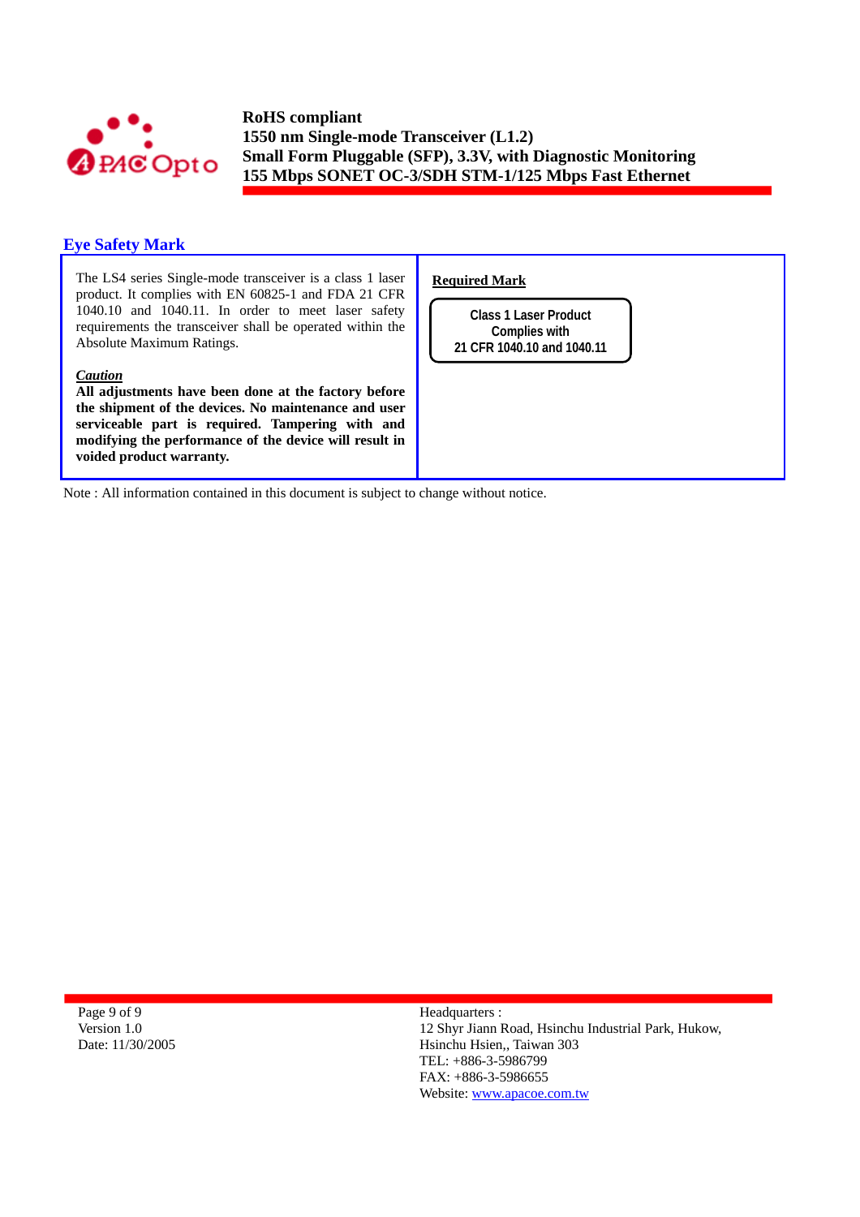## Eye Safety Mark

| | |
|---|---|
| The LS4 series Single-mode transceiver is a class 1 laser product. It complies with EN 60825-1 and FDA 21 CFR 1040.10 and 1040.11. In order to meet laser safety requirements the transceiver shall be operated within the Absolute Maximum Ratings.<br><br>***Caution***<br>**All adjustments have been done at the factory before the shipment of the devices. No maintenance and user serviceable part is required. Tampering with and modifying the performance of the device will result in voided product warranty.** | **Required Mark**<br><br>**Class 1 Laser Product**<br>**Complies with**<br>**21 CFR 1040.10 and 1040.11** |

Note : All information contained in this document is subject to change without notice.

Version 1.0
Date: 11/30/2005

Headquarters :
12 Shyr Jiann Road, Hsinchu Industrial Park, Hukow, Hsinchu Hsien,, Taiwan 303
TEL: +886-3-5986799
FAX: +886-3-5986655
Website: www.apacoe.com.tw